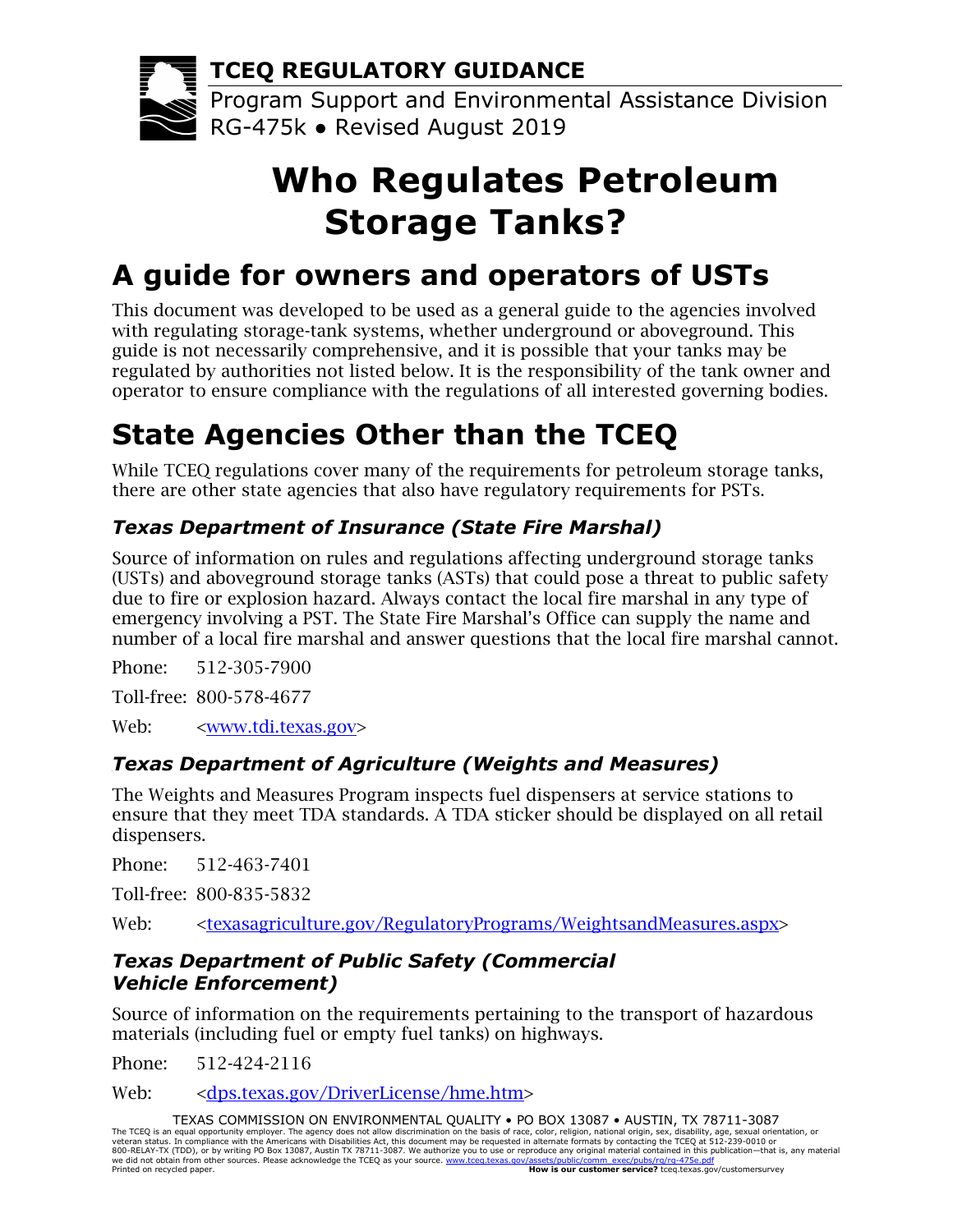**TCEQ REGULATORY GUIDANCE**

Program Support and Environmental Assistance Division
RG-475k ● Revised August 2019

# Who Regulates Petroleum Storage Tanks?

## A guide for owners and operators of USTs

This document was developed to be used as a general guide to the agencies involved with regulating storage-tank systems, whether underground or aboveground. This guide is not necessarily comprehensive, and it is possible that your tanks may be regulated by authorities not listed below. It is the responsibility of the tank owner and operator to ensure compliance with the regulations of all interested governing bodies.

## State Agencies Other than the TCEQ

While TCEQ regulations cover many of the requirements for petroleum storage tanks, there are other state agencies that also have regulatory requirements for PSTs.

### *Texas Department of Insurance (State Fire Marshal)*

Source of information on rules and regulations affecting underground storage tanks (USTs) and aboveground storage tanks (ASTs) that could pose a threat to public safety due to fire or explosion hazard. Always contact the local fire marshal in any type of emergency involving a PST. The State Fire Marshal's Office can supply the name and number of a local fire marshal and answer questions that the local fire marshal cannot.

Phone: 512-305-7900

Toll-free: 800-578-4677

Web: <www.tdi.texas.gov>

### *Texas Department of Agriculture (Weights and Measures)*

The Weights and Measures Program inspects fuel dispensers at service stations to ensure that they meet TDA standards. A TDA sticker should be displayed on all retail dispensers.

Phone: 512-463-7401

Toll-free: 800-835-5832

Web: <texasagriculture.gov/RegulatoryPrograms/WeightsandMeasures.aspx>

### *Texas Department of Public Safety (Commercial Vehicle Enforcement)*

Source of information on the requirements pertaining to the transport of hazardous materials (including fuel or empty fuel tanks) on highways.

Phone: 512-424-2116

Web: <dps.texas.gov/DriverLicense/hme.htm>

TEXAS COMMISSION ON ENVIRONMENTAL QUALITY • PO BOX 13087 • AUSTIN, TX 78711-3087

The TCEQ is an equal opportunity employer. The agency does not allow discrimination on the basis of race, color, religion, national origin, sex, disability, age, sexual orientation, or veteran status. In compliance with the Americans with Disabilities Act, this document may be requested in alternate formats by contacting the TCEQ at 512-239-0010 or 800-RELAY-TX (TDD), or by writing PO Box 13087, Austin TX 78711-3087. We authorize you to use or reproduce any original material contained in this publication—that is, any material we did not obtain from other sources. Please acknowledge the TCEQ as your source. www.tceq.texas.gov/assets/public/comm_exec/pubs/rg/rg-475e.pdf
Printed on recycled paper. **How is our customer service?** tceq.texas.gov/customersurvey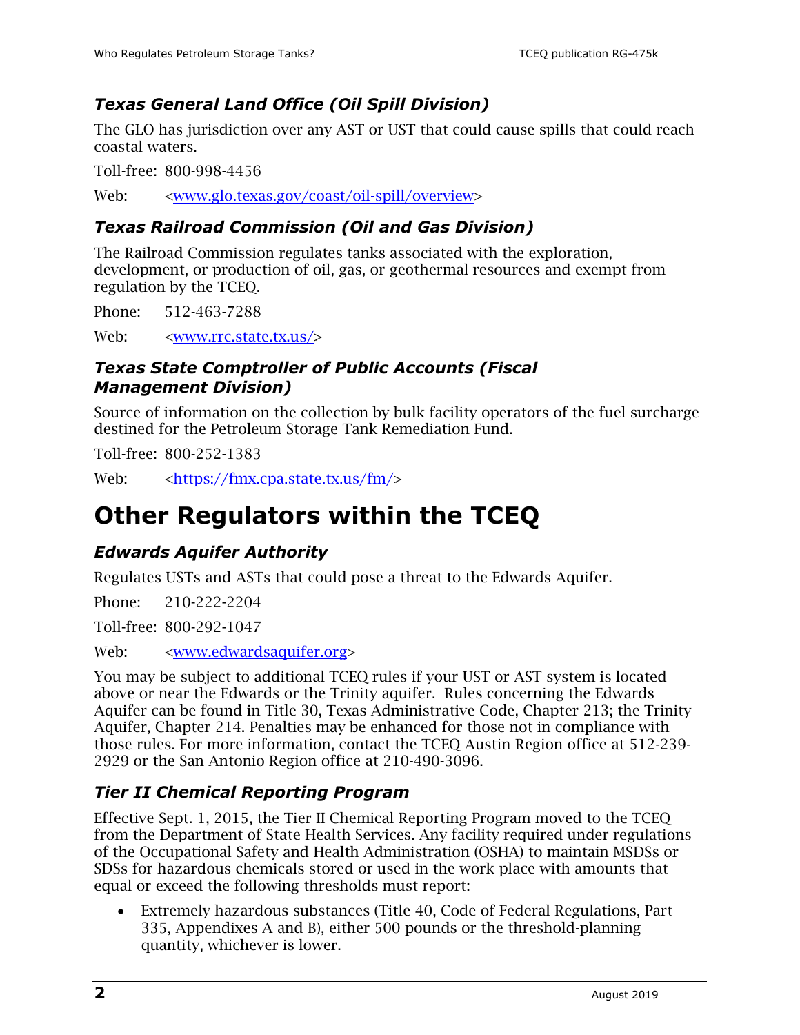### *Texas General Land Office (Oil Spill Division)*

The GLO has jurisdiction over any AST or UST that could cause spills that could reach coastal waters.

Toll-free: 800-998-4456

Web: <www.glo.texas.gov/coast/oil-spill/overview>

### *Texas Railroad Commission (Oil and Gas Division)*

The Railroad Commission regulates tanks associated with the exploration, development, or production of oil, gas, or geothermal resources and exempt from regulation by the TCEQ.

Phone: 512-463-7288

Web: <www.rrc.state.tx.us/>

### *Texas State Comptroller of Public Accounts (Fiscal Management Division)*

Source of information on the collection by bulk facility operators of the fuel surcharge destined for the Petroleum Storage Tank Remediation Fund.

Toll-free: 800-252-1383

Web: <https://fmx.cpa.state.tx.us/fm/>

# Other Regulators within the TCEQ

### *Edwards Aquifer Authority*

Regulates USTs and ASTs that could pose a threat to the Edwards Aquifer.

Phone: 210-222-2204

Toll-free: 800-292-1047

Web: <www.edwardsaquifer.org>

You may be subject to additional TCEQ rules if your UST or AST system is located above or near the Edwards or the Trinity aquifer. Rules concerning the Edwards Aquifer can be found in Title 30, Texas Administrative Code, Chapter 213; the Trinity Aquifer, Chapter 214. Penalties may be enhanced for those not in compliance with those rules. For more information, contact the TCEQ Austin Region office at 512-239-2929 or the San Antonio Region office at 210-490-3096.

### *Tier II Chemical Reporting Program*

Effective Sept. 1, 2015, the Tier II Chemical Reporting Program moved to the TCEQ from the Department of State Health Services. Any facility required under regulations of the Occupational Safety and Health Administration (OSHA) to maintain MSDSs or SDSs for hazardous chemicals stored or used in the work place with amounts that equal or exceed the following thresholds must report:

- Extremely hazardous substances (Title 40, Code of Federal Regulations, Part 335, Appendixes A and B), either 500 pounds or the threshold-planning quantity, whichever is lower.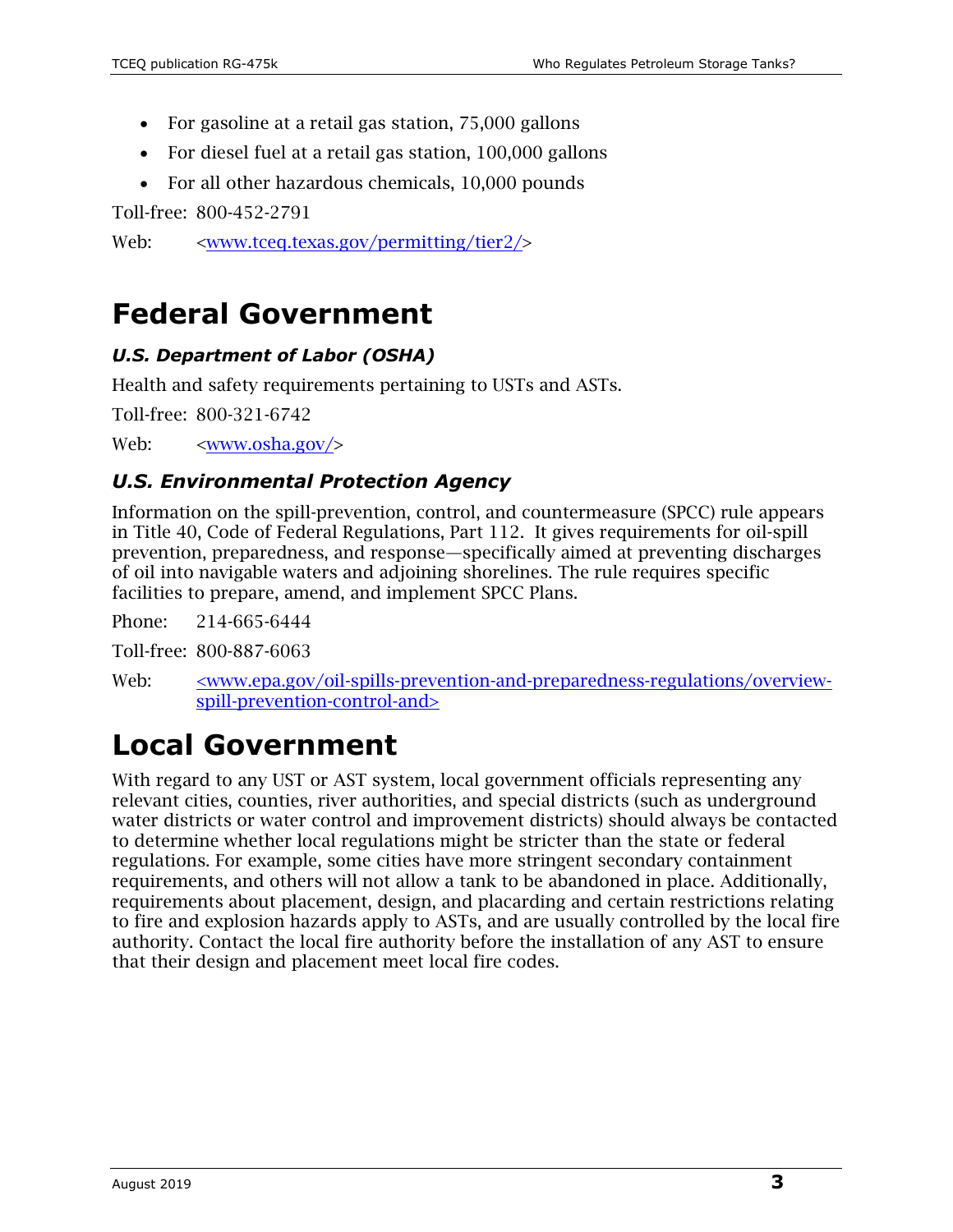- For gasoline at a retail gas station, 75,000 gallons
- For diesel fuel at a retail gas station, 100,000 gallons
- For all other hazardous chemicals, 10,000 pounds

Toll-free: 800-452-2791

Web: <www.tceq.texas.gov/permitting/tier2/>

# Federal Government

### *U.S. Department of Labor (OSHA)*

Health and safety requirements pertaining to USTs and ASTs.

Toll-free: 800-321-6742

Web: <www.osha.gov/>

### *U.S. Environmental Protection Agency*

Information on the spill-prevention, control, and countermeasure (SPCC) rule appears in Title 40, Code of Federal Regulations, Part 112. It gives requirements for oil-spill prevention, preparedness, and response—specifically aimed at preventing discharges of oil into navigable waters and adjoining shorelines. The rule requires specific facilities to prepare, amend, and implement SPCC Plans.

Phone: 214-665-6444

Toll-free: 800-887-6063

Web: <www.epa.gov/oil-spills-prevention-and-preparedness-regulations/overview-spill-prevention-control-and>

# Local Government

With regard to any UST or AST system, local government officials representing any relevant cities, counties, river authorities, and special districts (such as underground water districts or water control and improvement districts) should always be contacted to determine whether local regulations might be stricter than the state or federal regulations. For example, some cities have more stringent secondary containment requirements, and others will not allow a tank to be abandoned in place. Additionally, requirements about placement, design, and placarding and certain restrictions relating to fire and explosion hazards apply to ASTs, and are usually controlled by the local fire authority. Contact the local fire authority before the installation of any AST to ensure that their design and placement meet local fire codes.